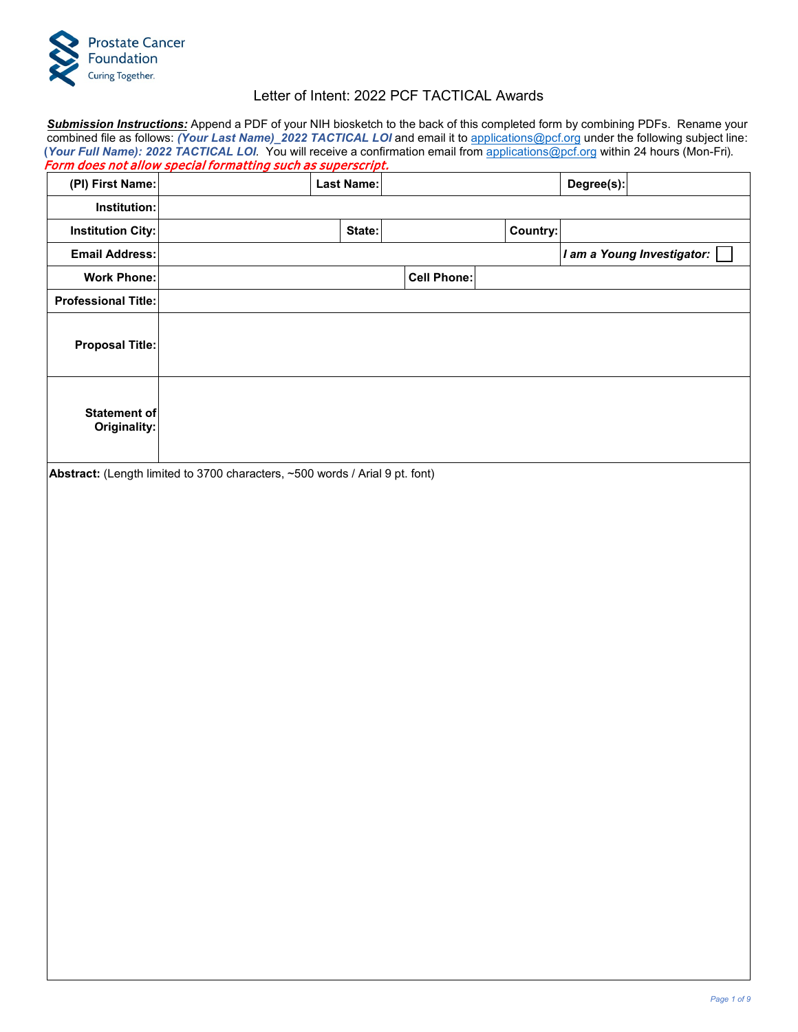Prostate Cancer Foundation
Curing Together.

# Letter of Intent: 2022 PCF TACTICAL Awards

***Submission Instructions:*** Append a PDF of your NIH biosketch to the back of this completed form by combining PDFs. Rename your combined file as follows: ***(Your Last Name)_2022 TACTICAL LOI*** and email it to applications@pcf.org under the following subject line: ***(Your Full Name): 2022 TACTICAL LOI***. You will receive a confirmation email from applications@pcf.org within 24 hours (Mon-Fri).

***Form does not allow special formatting such as superscript.***

| | | | | | |
|---|---|---|---|---|---|
| **(PI) First Name:** | | **Last Name:** | | **Degree(s):** | |
| **Institution:** | | | | | |
| **Institution City:** | | **State:** | | **Country:** | |
| **Email Address:** | | | | ***I am a Young Investigator:*** ☐ | |
| **Work Phone:** | | **Cell Phone:** | | | |
| **Professional Title:** | | | | | |
| **Proposal Title:** | | | | | |
| **Statement of Originality:** | | | | | |

**Abstract:** (Length limited to 3700 characters, ~500 words / Arial 9 pt. font)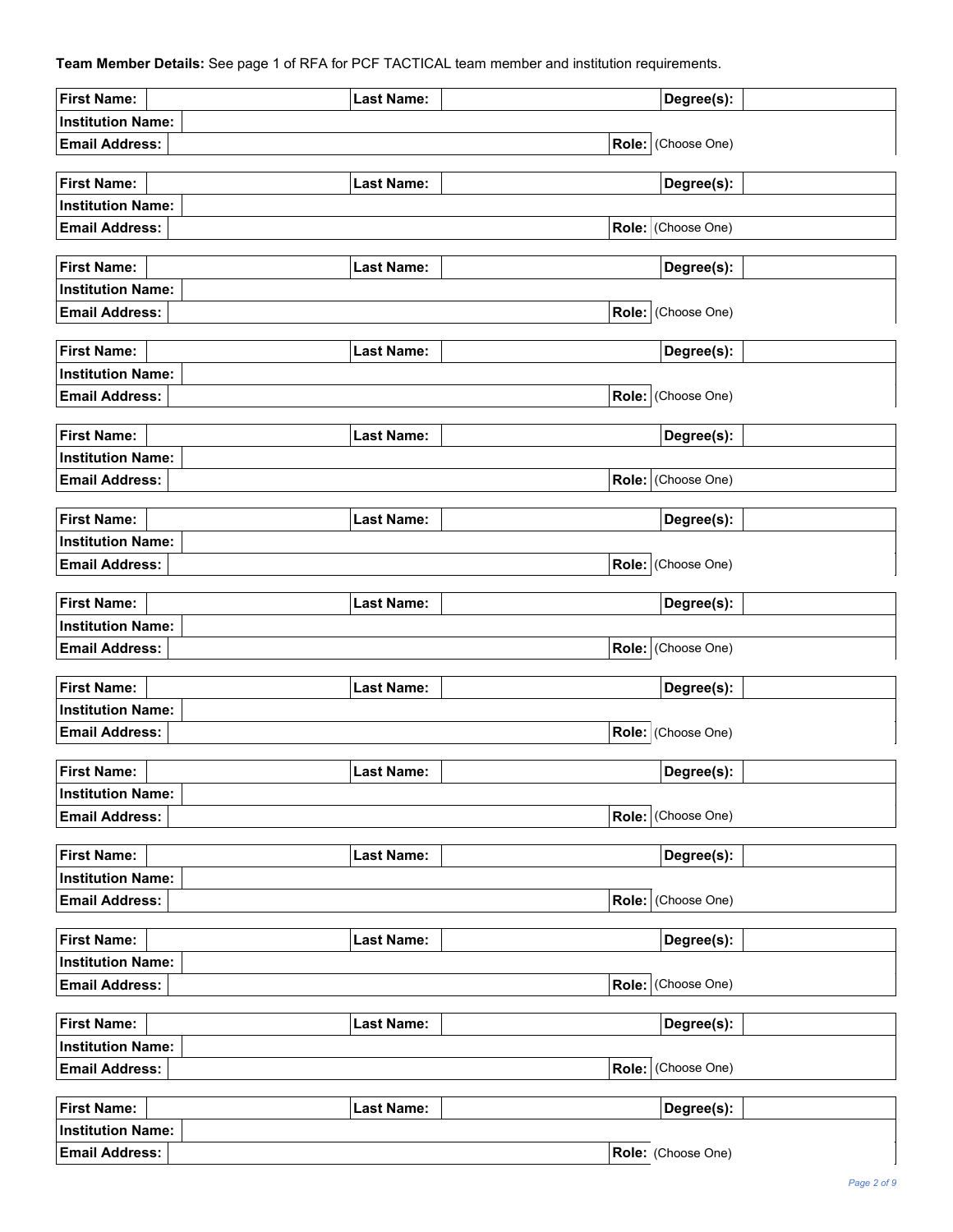**Team Member Details:** See page 1 of RFA for PCF TACTICAL team member and institution requirements.

| **First Name:** | | **Last Name:** | | **Degree(s):** | |
|---|---|---|---|---|---|
| **Institution Name:** | | | | | |
| **Email Address:** | | | | **Role:** | (Choose One) |

| **First Name:** | | **Last Name:** | | **Degree(s):** | |
|---|---|---|---|---|---|
| **Institution Name:** | | | | | |
| **Email Address:** | | | | **Role:** | (Choose One) |

| **First Name:** | | **Last Name:** | | **Degree(s):** | |
|---|---|---|---|---|---|
| **Institution Name:** | | | | | |
| **Email Address:** | | | | **Role:** | (Choose One) |

| **First Name:** | | **Last Name:** | | **Degree(s):** | |
|---|---|---|---|---|---|
| **Institution Name:** | | | | | |
| **Email Address:** | | | | **Role:** | (Choose One) |

| **First Name:** | | **Last Name:** | | **Degree(s):** | |
|---|---|---|---|---|---|
| **Institution Name:** | | | | | |
| **Email Address:** | | | | **Role:** | (Choose One) |

| **First Name:** | | **Last Name:** | | **Degree(s):** | |
|---|---|---|---|---|---|
| **Institution Name:** | | | | | |
| **Email Address:** | | | | **Role:** | (Choose One) |

| **First Name:** | | **Last Name:** | | **Degree(s):** | |
|---|---|---|---|---|---|
| **Institution Name:** | | | | | |
| **Email Address:** | | | | **Role:** | (Choose One) |

| **First Name:** | | **Last Name:** | | **Degree(s):** | |
|---|---|---|---|---|---|
| **Institution Name:** | | | | | |
| **Email Address:** | | | | **Role:** | (Choose One) |

| **First Name:** | | **Last Name:** | | **Degree(s):** | |
|---|---|---|---|---|---|
| **Institution Name:** | | | | | |
| **Email Address:** | | | | **Role:** | (Choose One) |

| **First Name:** | | **Last Name:** | | **Degree(s):** | |
|---|---|---|---|---|---|
| **Institution Name:** | | | | | |
| **Email Address:** | | | | **Role:** | (Choose One) |

| **First Name:** | | **Last Name:** | | **Degree(s):** | |
|---|---|---|---|---|---|
| **Institution Name:** | | | | | |
| **Email Address:** | | | | **Role:** | (Choose One) |

| **First Name:** | | **Last Name:** | | **Degree(s):** | |
|---|---|---|---|---|---|
| **Institution Name:** | | | | | |
| **Email Address:** | | | | **Role:** | (Choose One) |

| **First Name:** | | **Last Name:** | | **Degree(s):** | |
|---|---|---|---|---|---|
| **Institution Name:** | | | | | |
| **Email Address:** | | | | **Role:** | (Choose One) |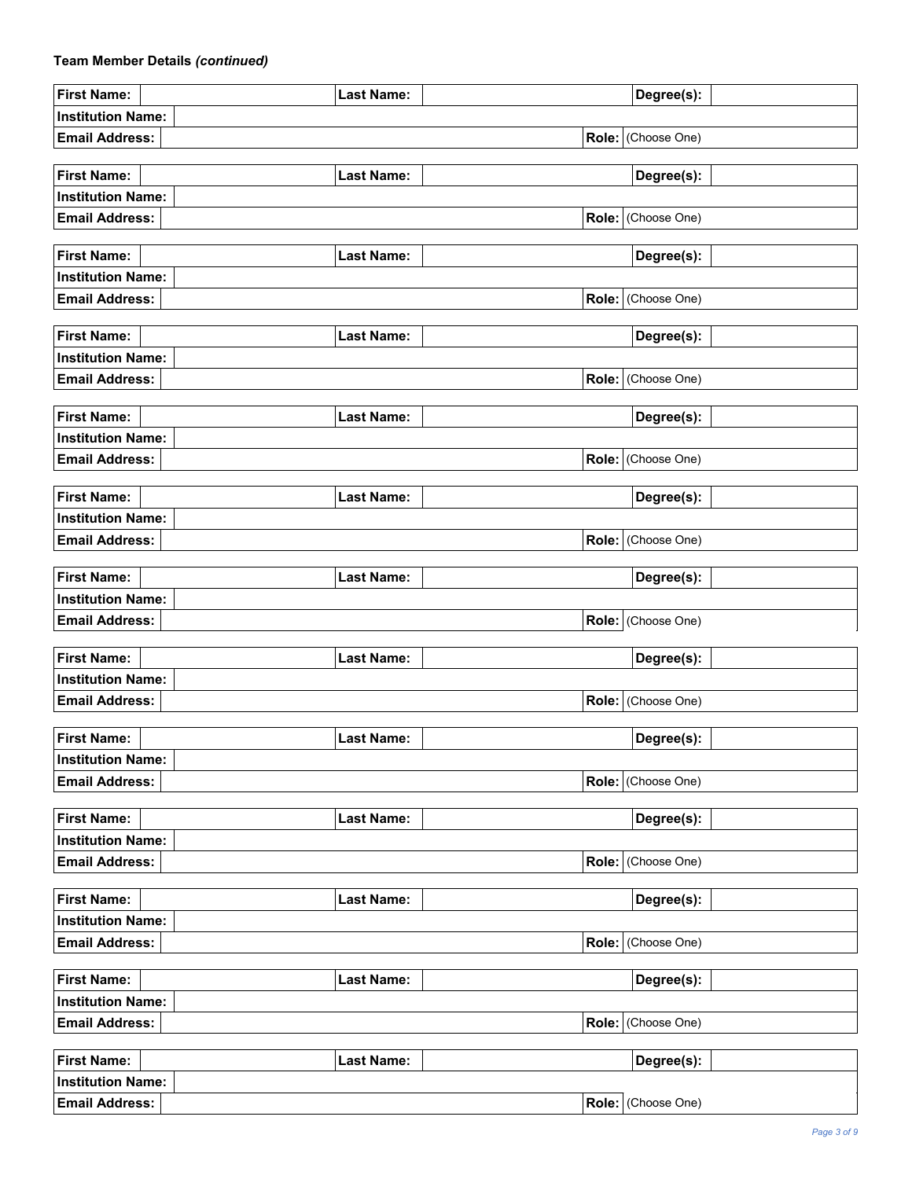**Team Member Details *(continued)***

| First Name: | | Last Name: | | Degree(s): | |
|---|---|---|---|---|---|
| Institution Name: | | | | | |
| Email Address: | | | | Role: | (Choose One) |

| First Name: | | Last Name: | | Degree(s): | |
|---|---|---|---|---|---|
| Institution Name: | | | | | |
| Email Address: | | | | Role: | (Choose One) |

| First Name: | | Last Name: | | Degree(s): | |
|---|---|---|---|---|---|
| Institution Name: | | | | | |
| Email Address: | | | | Role: | (Choose One) |

| First Name: | | Last Name: | | Degree(s): | |
|---|---|---|---|---|---|
| Institution Name: | | | | | |
| Email Address: | | | | Role: | (Choose One) |

| First Name: | | Last Name: | | Degree(s): | |
|---|---|---|---|---|---|
| Institution Name: | | | | | |
| Email Address: | | | | Role: | (Choose One) |

| First Name: | | Last Name: | | Degree(s): | |
|---|---|---|---|---|---|
| Institution Name: | | | | | |
| Email Address: | | | | Role: | (Choose One) |

| First Name: | | Last Name: | | Degree(s): | |
|---|---|---|---|---|---|
| Institution Name: | | | | | |
| Email Address: | | | | Role: | (Choose One) |

| First Name: | | Last Name: | | Degree(s): | |
|---|---|---|---|---|---|
| Institution Name: | | | | | |
| Email Address: | | | | Role: | (Choose One) |

| First Name: | | Last Name: | | Degree(s): | |
|---|---|---|---|---|---|
| Institution Name: | | | | | |
| Email Address: | | | | Role: | (Choose One) |

| First Name: | | Last Name: | | Degree(s): | |
|---|---|---|---|---|---|
| Institution Name: | | | | | |
| Email Address: | | | | Role: | (Choose One) |

| First Name: | | Last Name: | | Degree(s): | |
|---|---|---|---|---|---|
| Institution Name: | | | | | |
| Email Address: | | | | Role: | (Choose One) |

| First Name: | | Last Name: | | Degree(s): | |
|---|---|---|---|---|---|
| Institution Name: | | | | | |
| Email Address: | | | | Role: | (Choose One) |

| First Name: | | Last Name: | | Degree(s): | |
|---|---|---|---|---|---|
| Institution Name: | | | | | |
| Email Address: | | | | Role: | (Choose One) |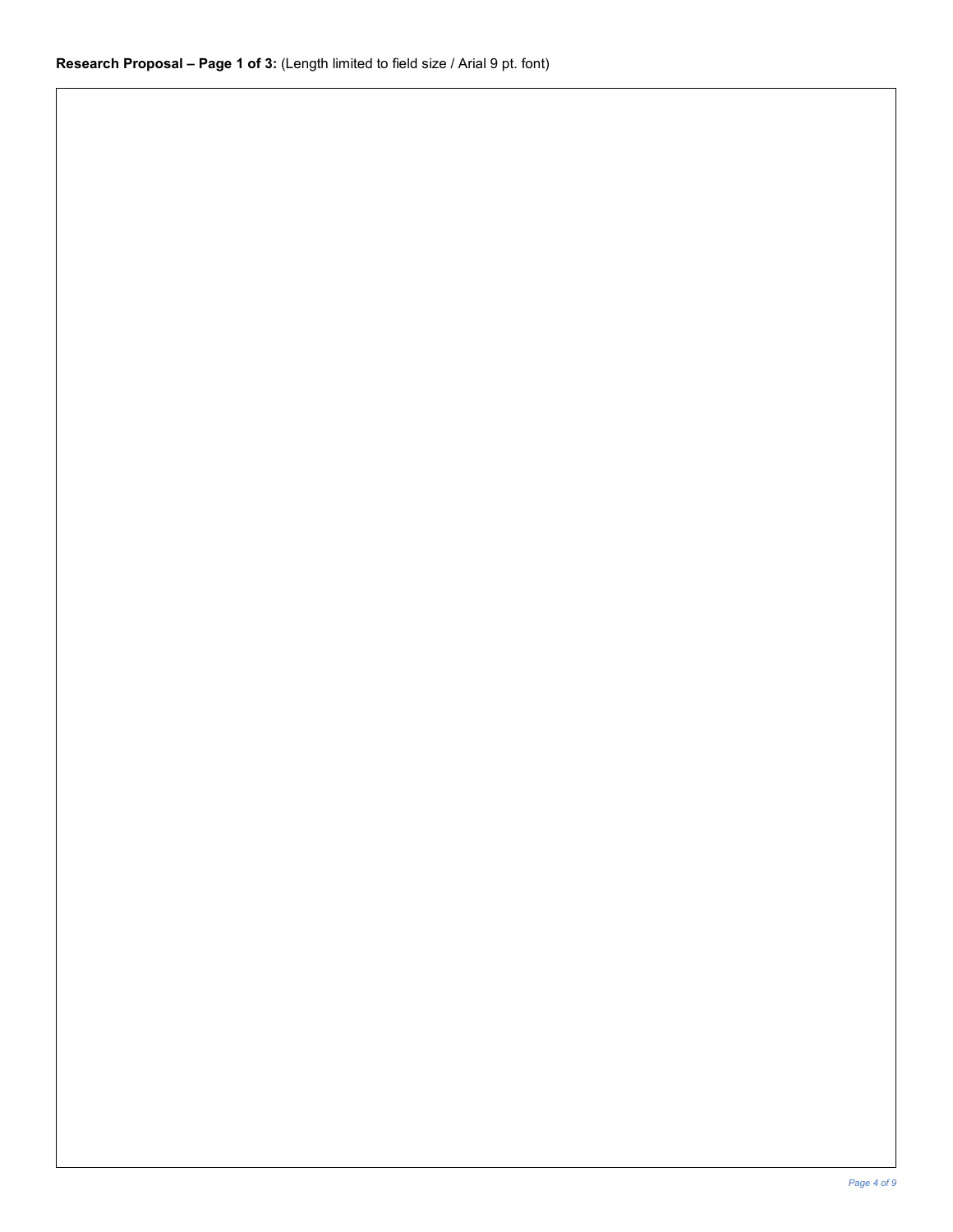**Research Proposal – Page 1 of 3:** (Length limited to field size / Arial 9 pt. font)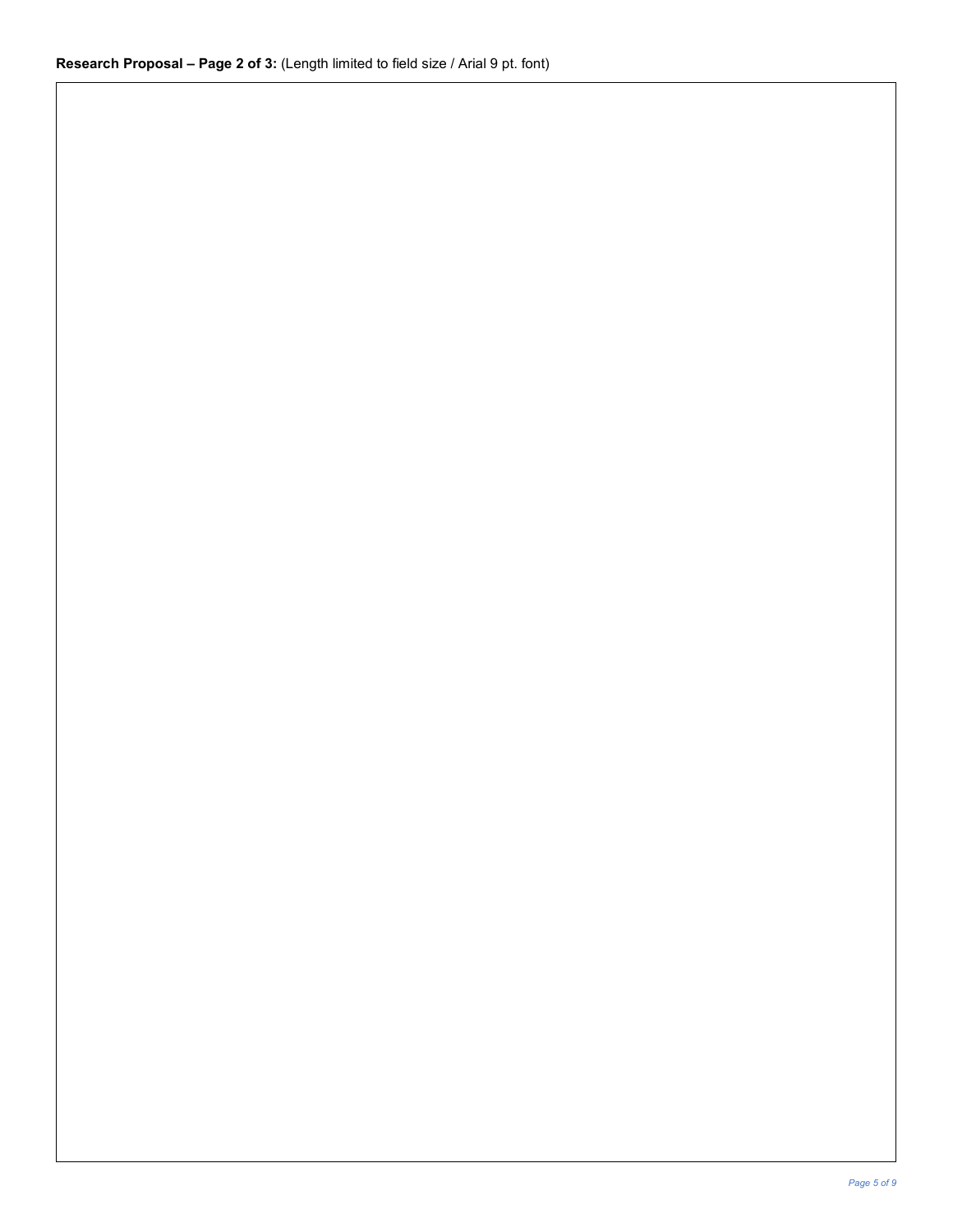**Research Proposal – Page 2 of 3:** (Length limited to field size / Arial 9 pt. font)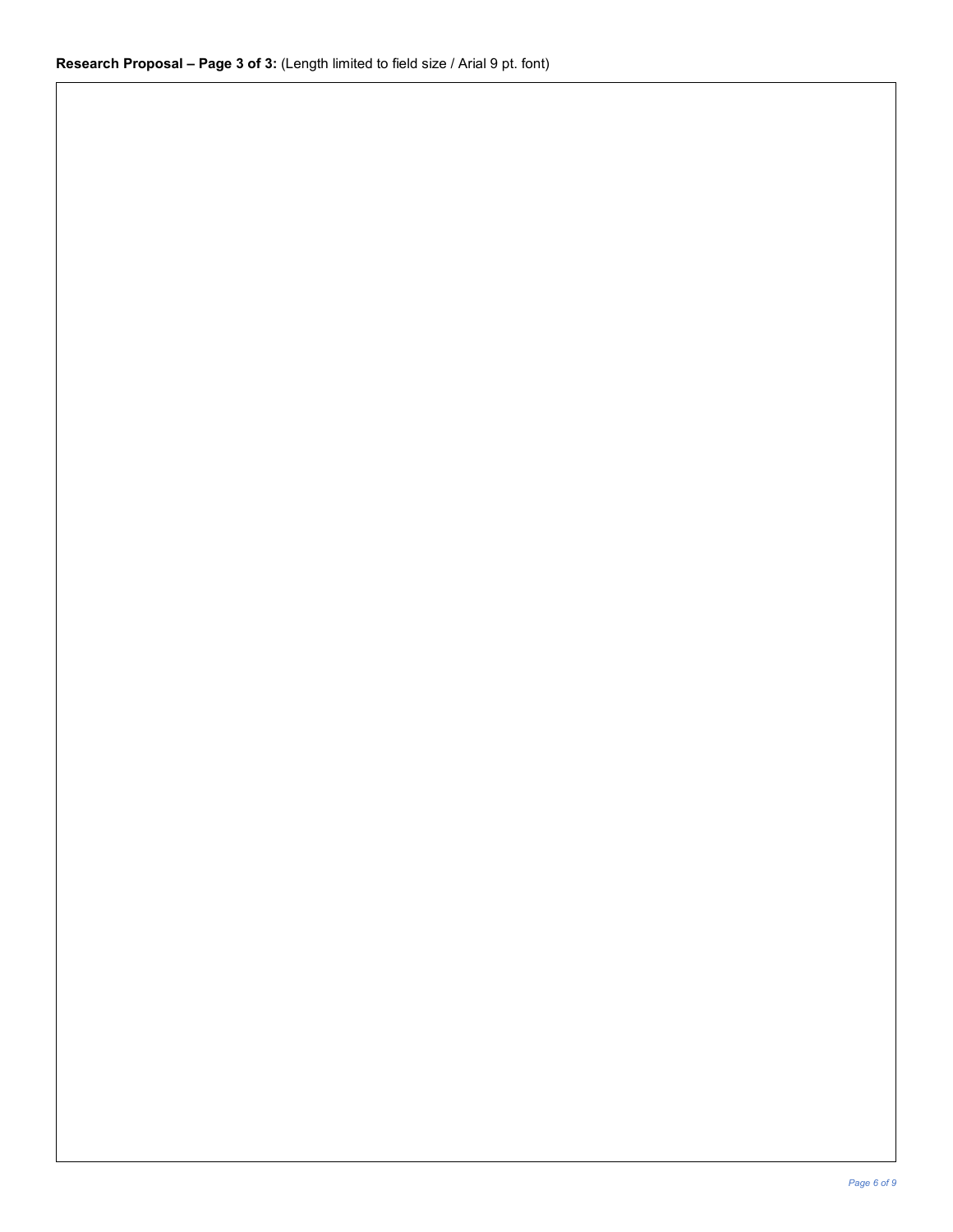**Research Proposal – Page 3 of 3:** (Length limited to field size / Arial 9 pt. font)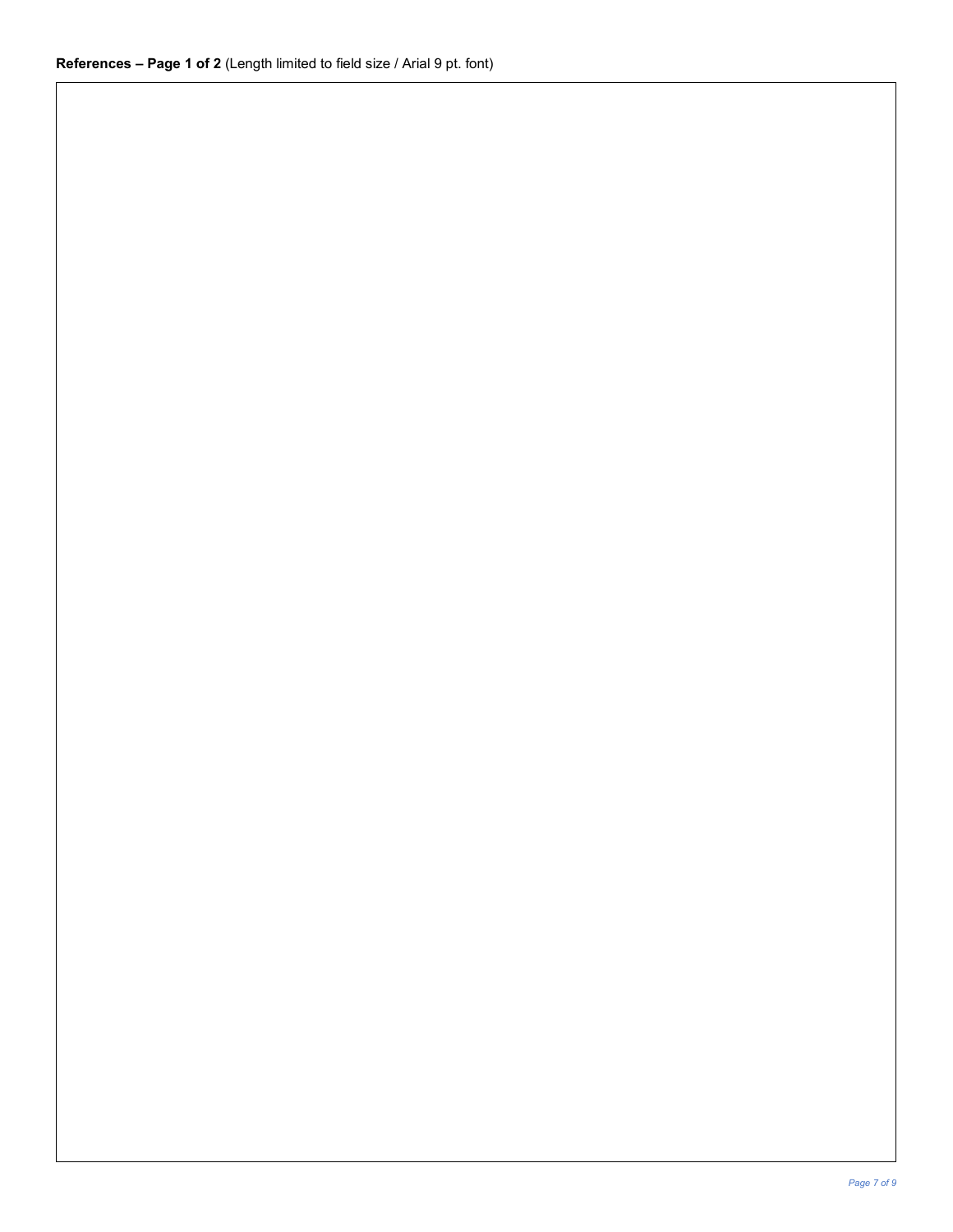**References – Page 1 of 2** (Length limited to field size / Arial 9 pt. font)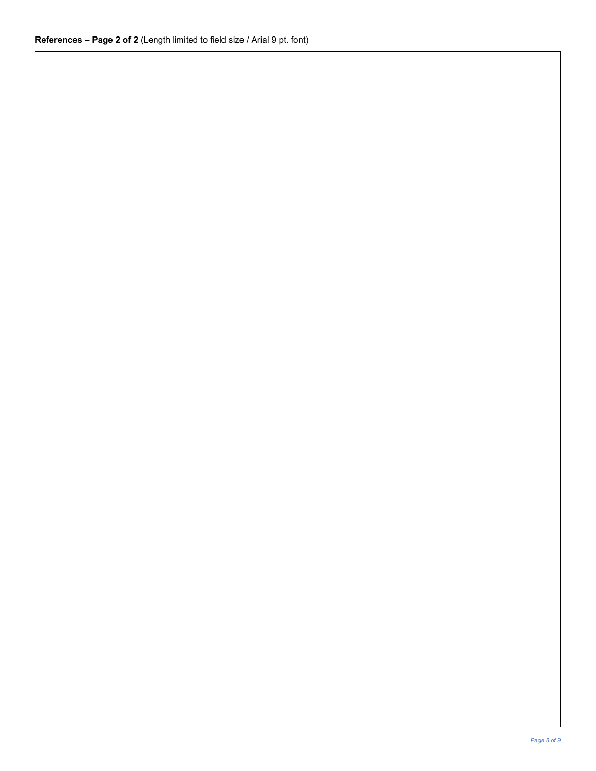**References – Page 2 of 2** (Length limited to field size / Arial 9 pt. font)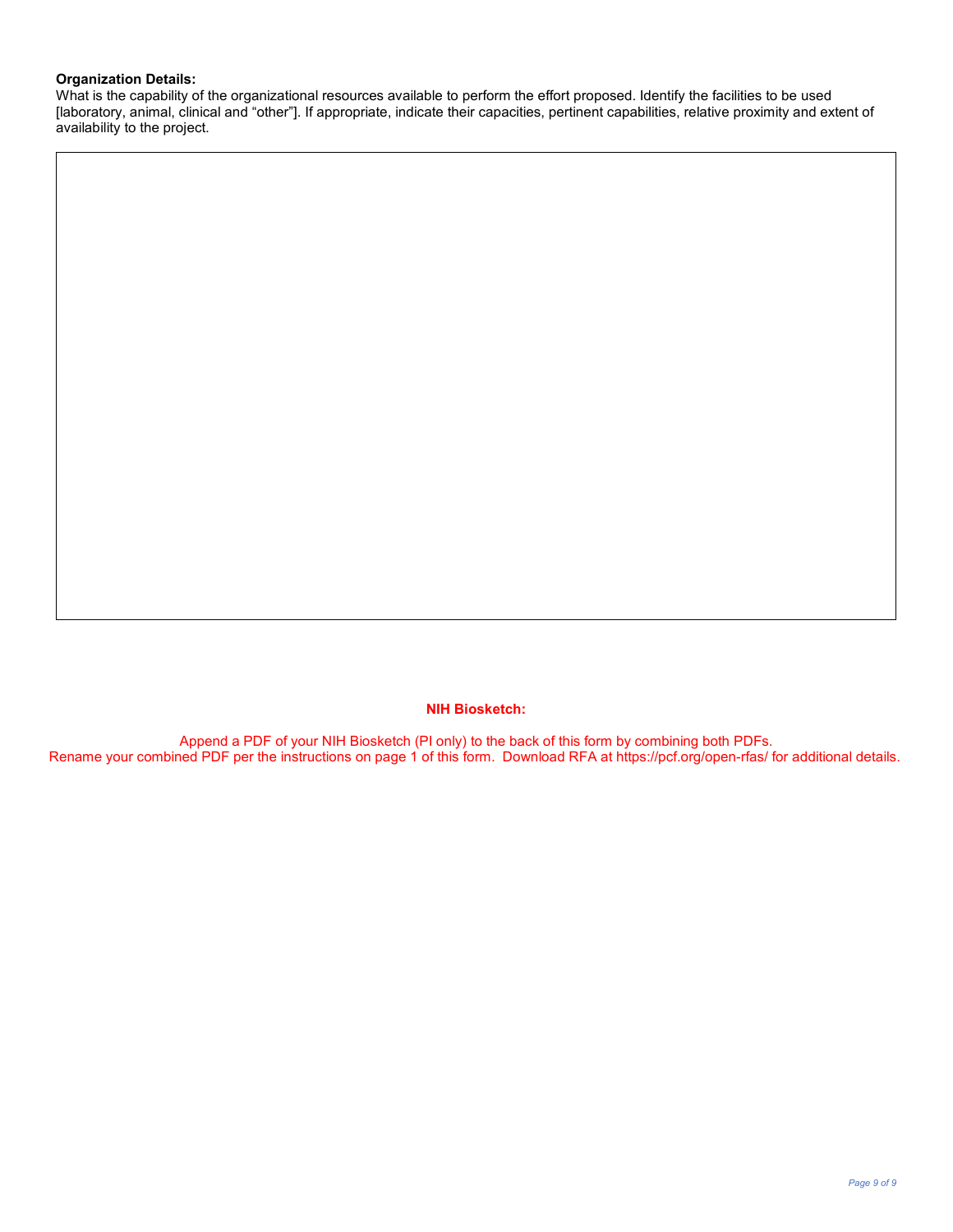**Organization Details:**

What is the capability of the organizational resources available to perform the effort proposed. Identify the facilities to be used [laboratory, animal, clinical and "other"]. If appropriate, indicate their capacities, pertinent capabilities, relative proximity and extent of availability to the project.

**NIH Biosketch:**

Append a PDF of your NIH Biosketch (PI only) to the back of this form by combining both PDFs.
Rename your combined PDF per the instructions on page 1 of this form. Download RFA at https://pcf.org/open-rfas/ for additional details.